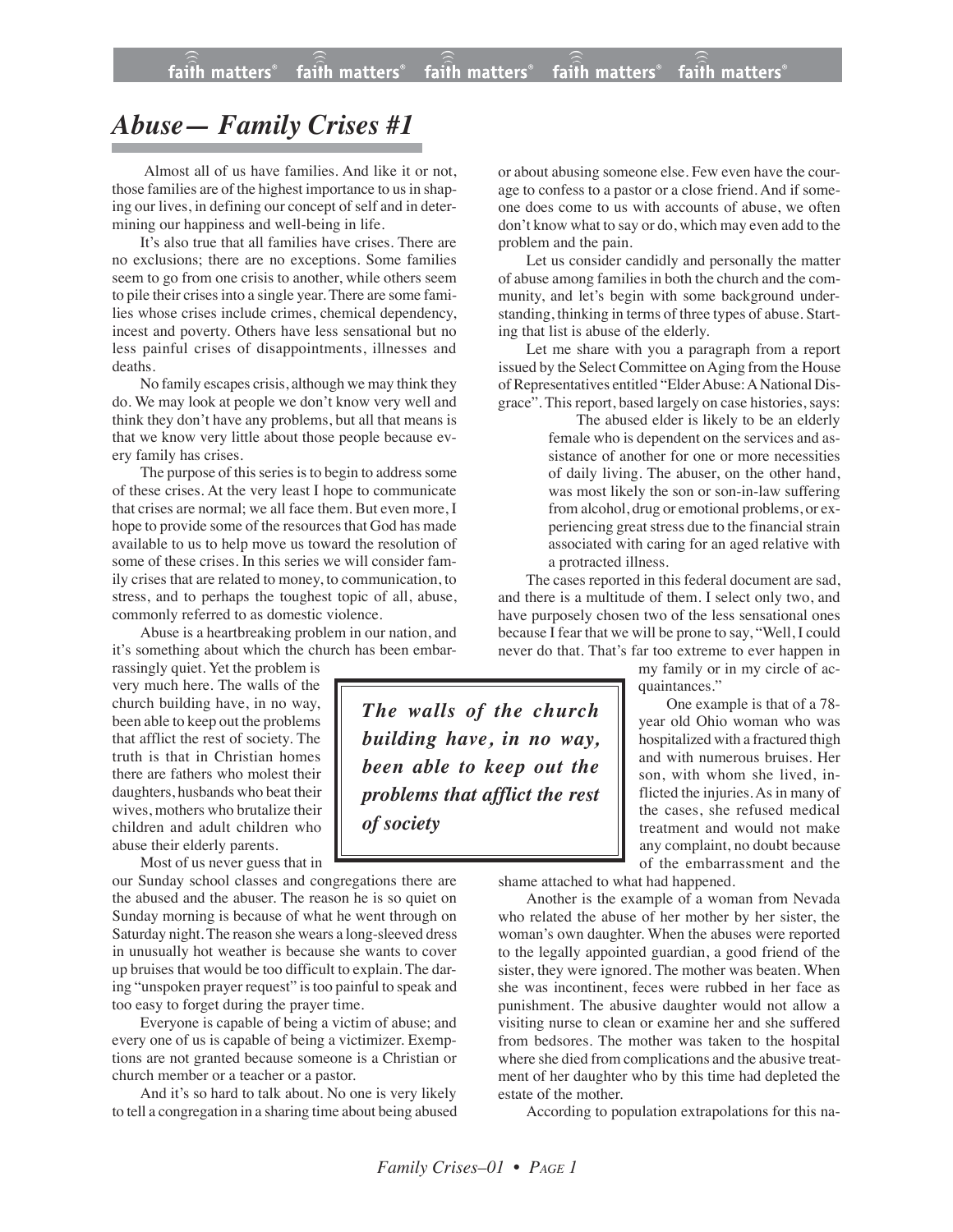# *Abuse— Family Crises #1*

Almost all of us have families. And like it or not, those families are of the highest importance to us in shaping our lives, in defining our concept of self and in determining our happiness and well-being in life.

It's also true that all families have crises. There are no exclusions; there are no exceptions. Some families seem to go from one crisis to another, while others seem to pile their crises into a single year. There are some families whose crises include crimes, chemical dependency, incest and poverty. Others have less sensational but no less painful crises of disappointments, illnesses and deaths.

No family escapes crisis, although we may think they do. We may look at people we don't know very well and think they don't have any problems, but all that means is that we know very little about those people because every family has crises.

The purpose of this series is to begin to address some of these crises. At the very least I hope to communicate that crises are normal; we all face them. But even more, I hope to provide some of the resources that God has made available to us to help move us toward the resolution of some of these crises. In this series we will consider family crises that are related to money, to communication, to stress, and to perhaps the toughest topic of all, abuse, commonly referred to as domestic violence.

Abuse is a heartbreaking problem in our nation, and it's something about which the church has been embarrassingly quiet. Yet the problem is very much here. The walls of the church building have, in no way, been able to keep out the problems that afflict the rest of society. The truth is that in Christian homes there are fathers who molest their daughters, husbands who beat their wives, mothers who brutalize their children and adult children who abuse their elderly parents.

> ***The walls of the church building have, in no way, been able to keep out the problems that afflict the rest of society***

Most of us never guess that in our Sunday school classes and congregations there are the abused and the abuser. The reason he is so quiet on Sunday morning is because of what he went through on Saturday night. The reason she wears a long-sleeved dress in unusually hot weather is because she wants to cover up bruises that would be too difficult to explain. The daring "unspoken prayer request" is too painful to speak and too easy to forget during the prayer time.

Everyone is capable of being a victim of abuse; and every one of us is capable of being a victimizer. Exemptions are not granted because someone is a Christian or church member or a teacher or a pastor.

And it's so hard to talk about. No one is very likely to tell a congregation in a sharing time about being abused or about abusing someone else. Few even have the courage to confess to a pastor or a close friend. And if someone does come to us with accounts of abuse, we often don't know what to say or do, which may even add to the problem and the pain.

Let us consider candidly and personally the matter of abuse among families in both the church and the community, and let's begin with some background understanding, thinking in terms of three types of abuse. Starting that list is abuse of the elderly.

Let me share with you a paragraph from a report issued by the Select Committee on Aging from the House of Representatives entitled "Elder Abuse: A National Disgrace". This report, based largely on case histories, says:

> The abused elder is likely to be an elderly female who is dependent on the services and assistance of another for one or more necessities of daily living. The abuser, on the other hand, was most likely the son or son-in-law suffering from alcohol, drug or emotional problems, or experiencing great stress due to the financial strain associated with caring for an aged relative with a protracted illness.

The cases reported in this federal document are sad, and there is a multitude of them. I select only two, and have purposely chosen two of the less sensational ones because I fear that we will be prone to say, "Well, I could never do that. That's far too extreme to ever happen in my family or in my circle of acquaintances."

One example is that of a 78-year old Ohio woman who was hospitalized with a fractured thigh and with numerous bruises. Her son, with whom she lived, inflicted the injuries. As in many of the cases, she refused medical treatment and would not make any complaint, no doubt because of the embarrassment and the shame attached to what had happened.

Another is the example of a woman from Nevada who related the abuse of her mother by her sister, the woman's own daughter. When the abuses were reported to the legally appointed guardian, a good friend of the sister, they were ignored. The mother was beaten. When she was incontinent, feces were rubbed in her face as punishment. The abusive daughter would not allow a visiting nurse to clean or examine her and she suffered from bedsores. The mother was taken to the hospital where she died from complications and the abusive treatment of her daughter who by this time had depleted the estate of the mother.

According to population extrapolations for this na-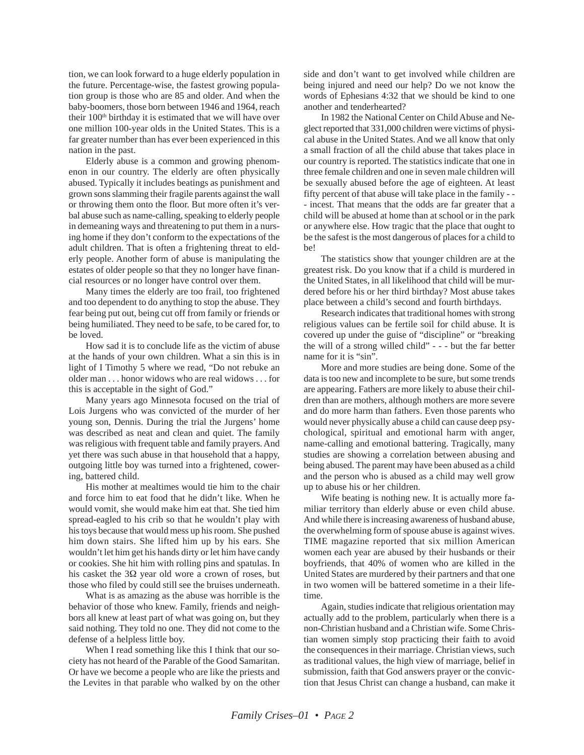tion, we can look forward to a huge elderly population in the future. Percentage-wise, the fastest growing population group is those who are 85 and older. And when the baby-boomers, those born between 1946 and 1964, reach their 100th birthday it is estimated that we will have over one million 100-year olds in the United States. This is a far greater number than has ever been experienced in this nation in the past.

Elderly abuse is a common and growing phenomenon in our country. The elderly are often physically abused. Typically it includes beatings as punishment and grown sons slamming their fragile parents against the wall or throwing them onto the floor. But more often it's verbal abuse such as name-calling, speaking to elderly people in demeaning ways and threatening to put them in a nursing home if they don't conform to the expectations of the adult children. That is often a frightening threat to elderly people. Another form of abuse is manipulating the estates of older people so that they no longer have financial resources or no longer have control over them.

Many times the elderly are too frail, too frightened and too dependent to do anything to stop the abuse. They fear being put out, being cut off from family or friends or being humiliated. They need to be safe, to be cared for, to be loved.

How sad it is to conclude life as the victim of abuse at the hands of your own children. What a sin this is in light of I Timothy 5 where we read, "Do not rebuke an older man . . . honor widows who are real widows . . . for this is acceptable in the sight of God."

Many years ago Minnesota focused on the trial of Lois Jurgens who was convicted of the murder of her young son, Dennis. During the trial the Jurgens' home was described as neat and clean and quiet. The family was religious with frequent table and family prayers. And yet there was such abuse in that household that a happy, outgoing little boy was turned into a frightened, cowering, battered child.

His mother at mealtimes would tie him to the chair and force him to eat food that he didn't like. When he would vomit, she would make him eat that. She tied him spread-eagled to his crib so that he wouldn't play with his toys because that would mess up his room. She pushed him down stairs. She lifted him up by his ears. She wouldn't let him get his hands dirty or let him have candy or cookies. She hit him with rolling pins and spatulas. In his casket the 3Ω year old wore a crown of roses, but those who filed by could still see the bruises underneath.

What is as amazing as the abuse was horrible is the behavior of those who knew. Family, friends and neighbors all knew at least part of what was going on, but they said nothing. They told no one. They did not come to the defense of a helpless little boy.

When I read something like this I think that our society has not heard of the Parable of the Good Samaritan. Or have we become a people who are like the priests and the Levites in that parable who walked by on the other side and don't want to get involved while children are being injured and need our help? Do we not know the words of Ephesians 4:32 that we should be kind to one another and tenderhearted?

In 1982 the National Center on Child Abuse and Neglect reported that 331,000 children were victims of physical abuse in the United States. And we all know that only a small fraction of all the child abuse that takes place in our country is reported. The statistics indicate that one in three female children and one in seven male children will be sexually abused before the age of eighteen. At least fifty percent of that abuse will take place in the family - - - incest. That means that the odds are far greater that a child will be abused at home than at school or in the park or anywhere else. How tragic that the place that ought to be the safest is the most dangerous of places for a child to be!

The statistics show that younger children are at the greatest risk. Do you know that if a child is murdered in the United States, in all likelihood that child will be murdered before his or her third birthday? Most abuse takes place between a child's second and fourth birthdays.

Research indicates that traditional homes with strong religious values can be fertile soil for child abuse. It is covered up under the guise of "discipline" or "breaking the will of a strong willed child" - - - but the far better name for it is "sin".

More and more studies are being done. Some of the data is too new and incomplete to be sure, but some trends are appearing. Fathers are more likely to abuse their children than are mothers, although mothers are more severe and do more harm than fathers. Even those parents who would never physically abuse a child can cause deep psychological, spiritual and emotional harm with anger, name-calling and emotional battering. Tragically, many studies are showing a correlation between abusing and being abused. The parent may have been abused as a child and the person who is abused as a child may well grow up to abuse his or her children.

Wife beating is nothing new. It is actually more familiar territory than elderly abuse or even child abuse. And while there is increasing awareness of husband abuse, the overwhelming form of spouse abuse is against wives. TIME magazine reported that six million American women each year are abused by their husbands or their boyfriends, that 40% of women who are killed in the United States are murdered by their partners and that one in two women will be battered sometime in a their lifetime.

Again, studies indicate that religious orientation may actually add to the problem, particularly when there is a non-Christian husband and a Christian wife. Some Christian women simply stop practicing their faith to avoid the consequences in their marriage. Christian views, such as traditional values, the high view of marriage, belief in submission, faith that God answers prayer or the conviction that Jesus Christ can change a husband, can make it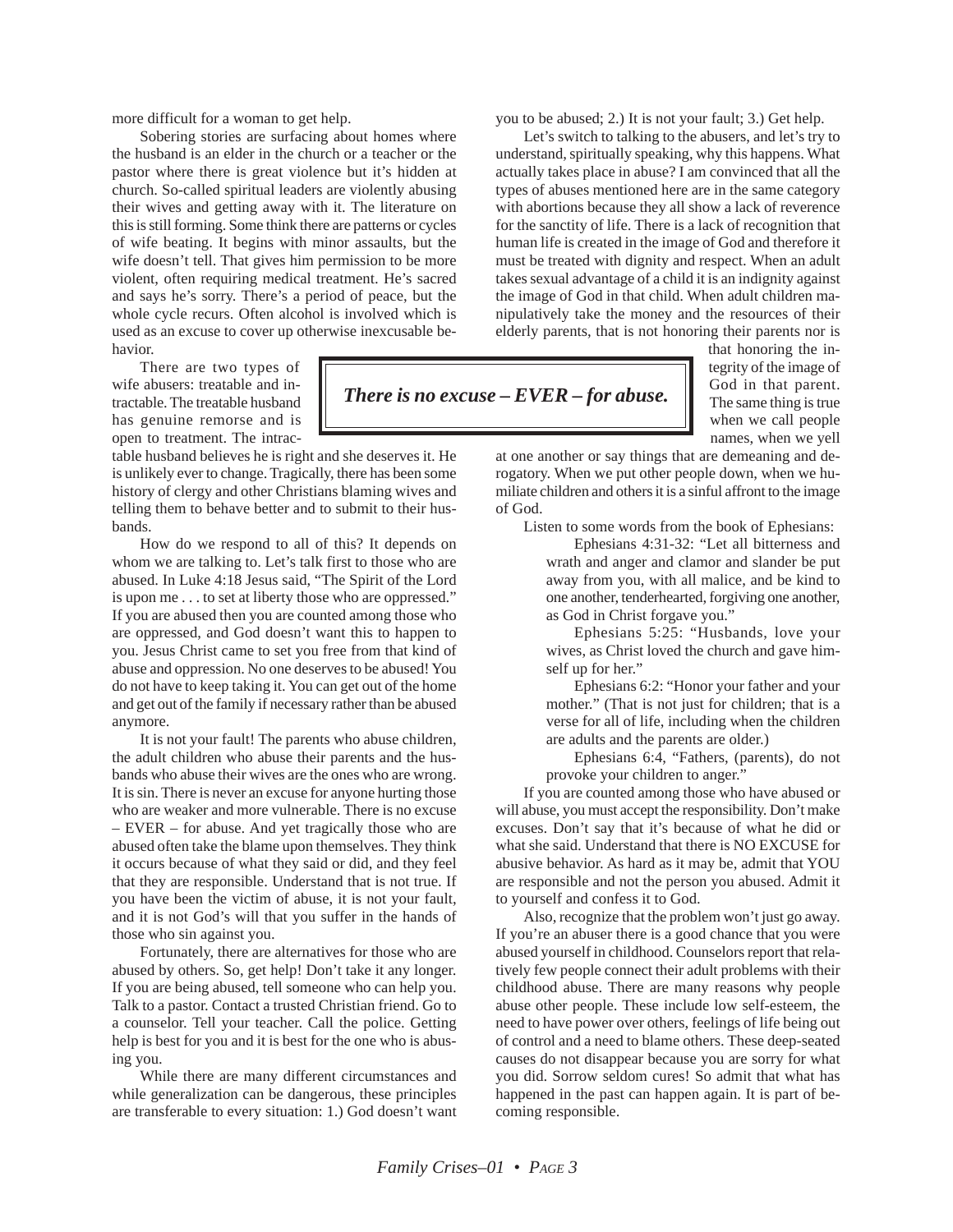more difficult for a woman to get help.

Sobering stories are surfacing about homes where the husband is an elder in the church or a teacher or the pastor where there is great violence but it's hidden at church. So-called spiritual leaders are violently abusing their wives and getting away with it. The literature on this is still forming. Some think there are patterns or cycles of wife beating. It begins with minor assaults, but the wife doesn't tell. That gives him permission to be more violent, often requiring medical treatment. He's sacred and says he's sorry. There's a period of peace, but the whole cycle recurs. Often alcohol is involved which is used as an excuse to cover up otherwise inexcusable behavior.

There are two types of wife abusers: treatable and intractable. The treatable husband has genuine remorse and is open to treatment. The intractable husband believes he is right and she deserves it. He is unlikely ever to change. Tragically, there has been some history of clergy and other Christians blaming wives and telling them to behave better and to submit to their husbands.

How do we respond to all of this? It depends on whom we are talking to. Let's talk first to those who are abused. In Luke 4:18 Jesus said, "The Spirit of the Lord is upon me . . . to set at liberty those who are oppressed." If you are abused then you are counted among those who are oppressed, and God doesn't want this to happen to you. Jesus Christ came to set you free from that kind of abuse and oppression. No one deserves to be abused! You do not have to keep taking it. You can get out of the home and get out of the family if necessary rather than be abused anymore.

It is not your fault! The parents who abuse children, the adult children who abuse their parents and the husbands who abuse their wives are the ones who are wrong. It is sin. There is never an excuse for anyone hurting those who are weaker and more vulnerable. There is no excuse – EVER – for abuse. And yet tragically those who are abused often take the blame upon themselves. They think it occurs because of what they said or did, and they feel that they are responsible. Understand that is not true. If you have been the victim of abuse, it is not your fault, and it is not God's will that you suffer in the hands of those who sin against you.

Fortunately, there are alternatives for those who are abused by others. So, get help! Don't take it any longer. If you are being abused, tell someone who can help you. Talk to a pastor. Contact a trusted Christian friend. Go to a counselor. Tell your teacher. Call the police. Getting help is best for you and it is best for the one who is abusing you.

While there are many different circumstances and while generalization can be dangerous, these principles are transferable to every situation: 1.) God doesn't want you to be abused; 2.) It is not your fault; 3.) Get help.

Let's switch to talking to the abusers, and let's try to understand, spiritually speaking, why this happens. What actually takes place in abuse? I am convinced that all the types of abuses mentioned here are in the same category with abortions because they all show a lack of reverence for the sanctity of life. There is a lack of recognition that human life is created in the image of God and therefore it must be treated with dignity and respect. When an adult takes sexual advantage of a child it is an indignity against the image of God in that child. When adult children manipulatively take the money and the resources of their elderly parents, that is not honoring their parents nor is that honoring the integrity of the image of God in that parent. The same thing is true when we call people names, when we yell at one another or say things that are demeaning and derogatory. When we put other people down, when we humiliate children and others it is a sinful affront to the image of God.

> ***There is no excuse – EVER – for abuse.***

Listen to some words from the book of Ephesians:

> Ephesians 4:31-32: "Let all bitterness and wrath and anger and clamor and slander be put away from you, with all malice, and be kind to one another, tenderhearted, forgiving one another, as God in Christ forgave you."
>
> Ephesians 5:25: "Husbands, love your wives, as Christ loved the church and gave himself up for her."
>
> Ephesians 6:2: "Honor your father and your mother." (That is not just for children; that is a verse for all of life, including when the children are adults and the parents are older.)
>
> Ephesians 6:4, "Fathers, (parents), do not provoke your children to anger."

If you are counted among those who have abused or will abuse, you must accept the responsibility. Don't make excuses. Don't say that it's because of what he did or what she said. Understand that there is NO EXCUSE for abusive behavior. As hard as it may be, admit that YOU are responsible and not the person you abused. Admit it to yourself and confess it to God.

Also, recognize that the problem won't just go away. If you're an abuser there is a good chance that you were abused yourself in childhood. Counselors report that relatively few people connect their adult problems with their childhood abuse. There are many reasons why people abuse other people. These include low self-esteem, the need to have power over others, feelings of life being out of control and a need to blame others. These deep-seated causes do not disappear because you are sorry for what you did. Sorrow seldom cures! So admit that what has happened in the past can happen again. It is part of becoming responsible.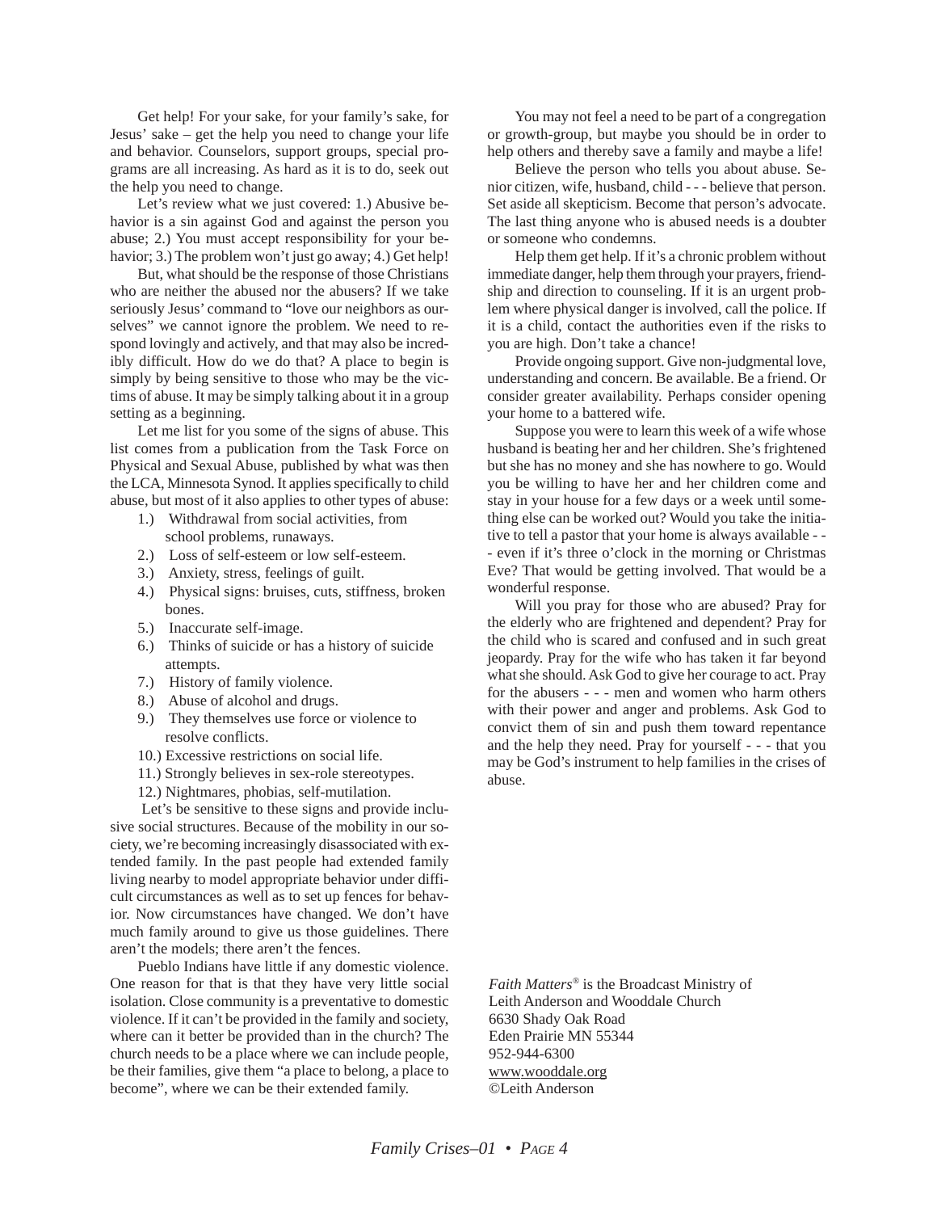Get help! For your sake, for your family's sake, for Jesus' sake – get the help you need to change your life and behavior. Counselors, support groups, special programs are all increasing. As hard as it is to do, seek out the help you need to change.

Let's review what we just covered: 1.) Abusive behavior is a sin against God and against the person you abuse; 2.) You must accept responsibility for your behavior; 3.) The problem won't just go away; 4.) Get help!

But, what should be the response of those Christians who are neither the abused nor the abusers? If we take seriously Jesus' command to "love our neighbors as ourselves" we cannot ignore the problem. We need to respond lovingly and actively, and that may also be incredibly difficult. How do we do that? A place to begin is simply by being sensitive to those who may be the victims of abuse. It may be simply talking about it in a group setting as a beginning.

Let me list for you some of the signs of abuse. This list comes from a publication from the Task Force on Physical and Sexual Abuse, published by what was then the LCA, Minnesota Synod. It applies specifically to child abuse, but most of it also applies to other types of abuse:

1.) Withdrawal from social activities, from school problems, runaways.
2.) Loss of self-esteem or low self-esteem.
3.) Anxiety, stress, feelings of guilt.
4.) Physical signs: bruises, cuts, stiffness, broken bones.
5.) Inaccurate self-image.
6.) Thinks of suicide or has a history of suicide attempts.
7.) History of family violence.
8.) Abuse of alcohol and drugs.
9.) They themselves use force or violence to resolve conflicts.
10.) Excessive restrictions on social life.
11.) Strongly believes in sex-role stereotypes.
12.) Nightmares, phobias, self-mutilation.

Let's be sensitive to these signs and provide inclusive social structures. Because of the mobility in our society, we're becoming increasingly disassociated with extended family. In the past people had extended family living nearby to model appropriate behavior under difficult circumstances as well as to set up fences for behavior. Now circumstances have changed. We don't have much family around to give us those guidelines. There aren't the models; there aren't the fences.

Pueblo Indians have little if any domestic violence. One reason for that is that they have very little social isolation. Close community is a preventative to domestic violence. If it can't be provided in the family and society, where can it better be provided than in the church? The church needs to be a place where we can include people, be their families, give them "a place to belong, a place to become", where we can be their extended family.

You may not feel a need to be part of a congregation or growth-group, but maybe you should be in order to help others and thereby save a family and maybe a life!

Believe the person who tells you about abuse. Senior citizen, wife, husband, child - - - believe that person. Set aside all skepticism. Become that person's advocate. The last thing anyone who is abused needs is a doubter or someone who condemns.

Help them get help. If it's a chronic problem without immediate danger, help them through your prayers, friendship and direction to counseling. If it is an urgent problem where physical danger is involved, call the police. If it is a child, contact the authorities even if the risks to you are high. Don't take a chance!

Provide ongoing support. Give non-judgmental love, understanding and concern. Be available. Be a friend. Or consider greater availability. Perhaps consider opening your home to a battered wife.

Suppose you were to learn this week of a wife whose husband is beating her and her children. She's frightened but she has no money and she has nowhere to go. Would you be willing to have her and her children come and stay in your house for a few days or a week until something else can be worked out? Would you take the initiative to tell a pastor that your home is always available - - - even if it's three o'clock in the morning or Christmas Eve? That would be getting involved. That would be a wonderful response.

Will you pray for those who are abused? Pray for the elderly who are frightened and dependent? Pray for the child who is scared and confused and in such great jeopardy. Pray for the wife who has taken it far beyond what she should. Ask God to give her courage to act. Pray for the abusers - - - men and women who harm others with their power and anger and problems. Ask God to convict them of sin and push them toward repentance and the help they need. Pray for yourself - - - that you may be God's instrument to help families in the crises of abuse.

*Faith Matters*® is the Broadcast Ministry of
Leith Anderson and Wooddale Church
6630 Shady Oak Road
Eden Prairie MN 55344
952-944-6300
www.wooddale.org
©Leith Anderson